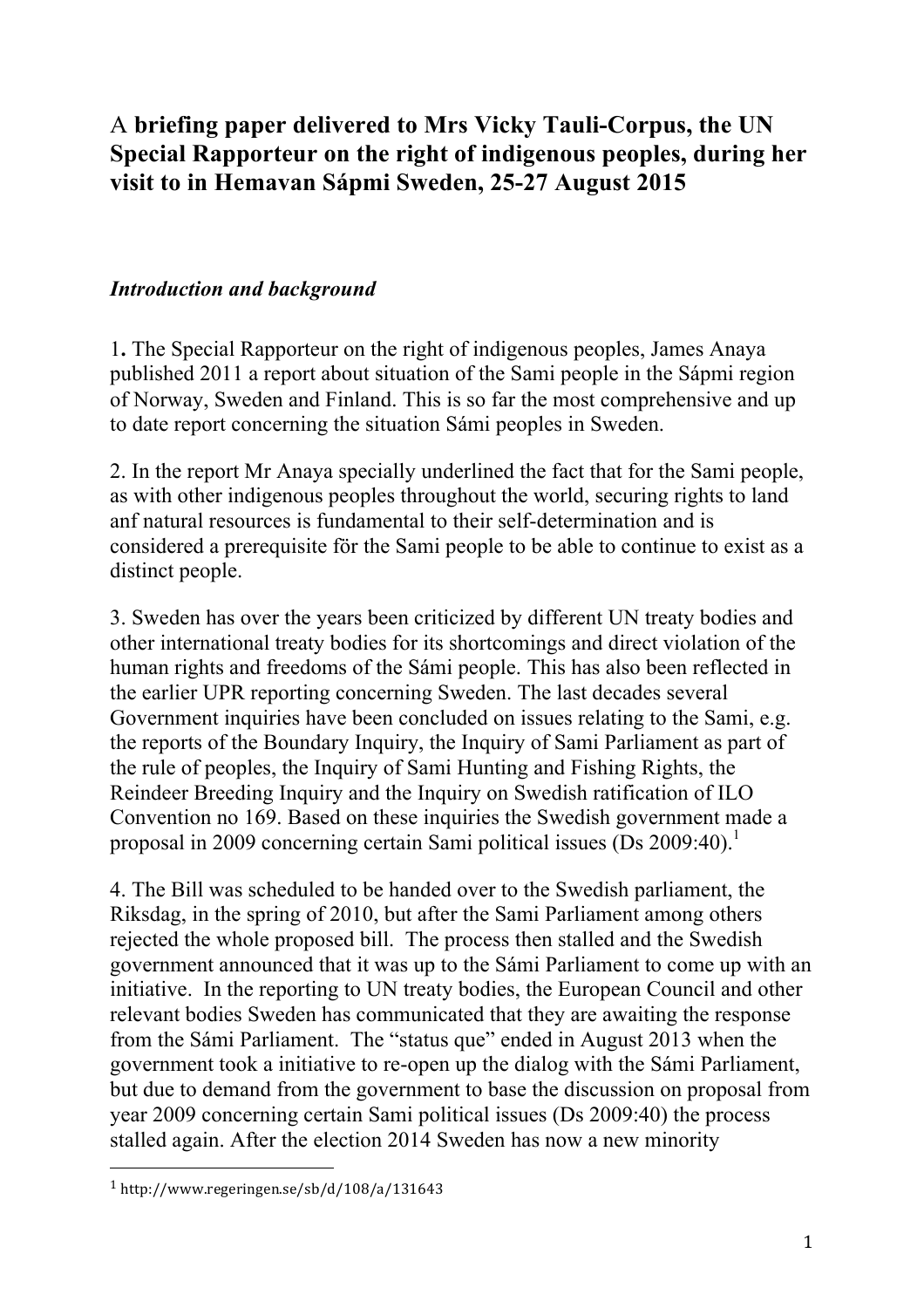# A **briefing paper delivered to Mrs Vicky Tauli-Corpus, the UN Special Rapporteur on the right of indigenous peoples, during her visit to in Hemavan Sápmi Sweden, 25-27 August 2015**

***Introduction and background***

**1.** The Special Rapporteur on the right of indigenous peoples, James Anaya published 2011 a report about situation of the Sami people in the Sápmi region of Norway, Sweden and Finland. This is so far the most comprehensive and up to date report concerning the situation Sámi peoples in Sweden.

2. In the report Mr Anaya specially underlined the fact that for the Sami people, as with other indigenous peoples throughout the world, securing rights to land anf natural resources is fundamental to their self-determination and is considered a prerequisite för the Sami people to be able to continue to exist as a distinct people.

3. Sweden has over the years been criticized by different UN treaty bodies and other international treaty bodies for its shortcomings and direct violation of the human rights and freedoms of the Sámi people. This has also been reflected in the earlier UPR reporting concerning Sweden. The last decades several Government inquiries have been concluded on issues relating to the Sami, e.g. the reports of the Boundary Inquiry, the Inquiry of Sami Parliament as part of the rule of peoples, the Inquiry of Sami Hunting and Fishing Rights, the Reindeer Breeding Inquiry and the Inquiry on Swedish ratification of ILO Convention no 169. Based on these inquiries the Swedish government made a proposal in 2009 concerning certain Sami political issues (Ds 2009:40).[1]

4. The Bill was scheduled to be handed over to the Swedish parliament, the Riksdag, in the spring of 2010, but after the Sami Parliament among others rejected the whole proposed bill. The process then stalled and the Swedish government announced that it was up to the Sámi Parliament to come up with an initiative. In the reporting to UN treaty bodies, the European Council and other relevant bodies Sweden has communicated that they are awaiting the response from the Sámi Parliament. The "status que" ended in August 2013 when the government took a initiative to re-open up the dialog with the Sámi Parliament, but due to demand from the government to base the discussion on proposal from year 2009 concerning certain Sami political issues (Ds 2009:40) the process stalled again. After the election 2014 Sweden has now a new minority

---

[1] http://www.regeringen.se/sb/d/108/a/131643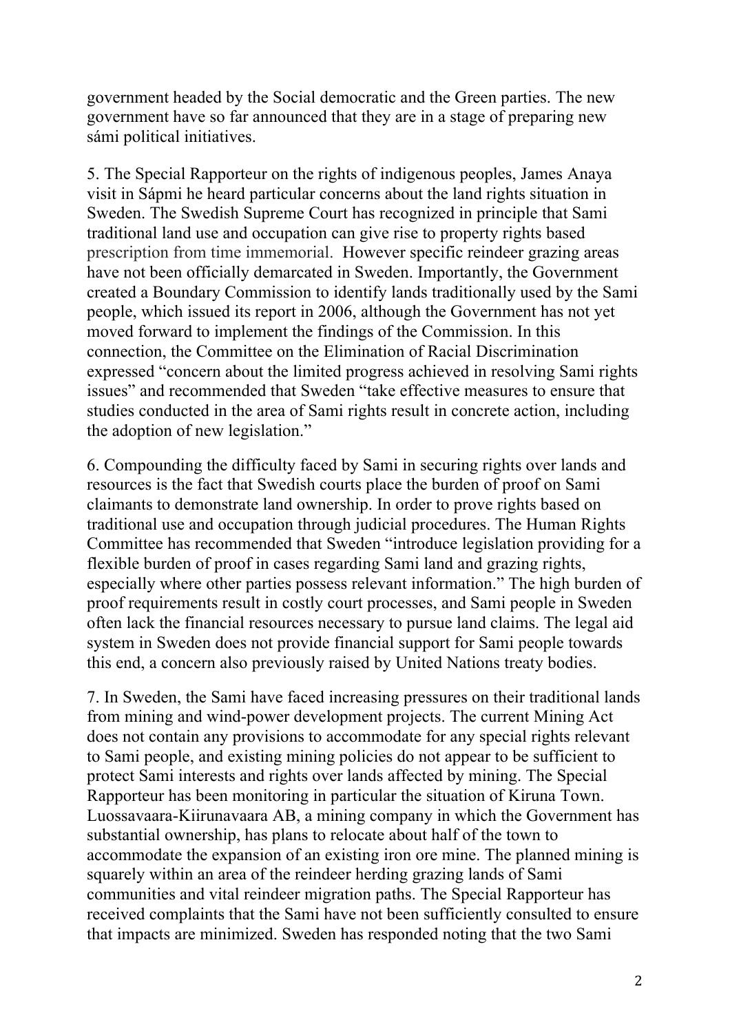government headed by the Social democratic and the Green parties. The new government have so far announced that they are in a stage of preparing new sámi political initiatives.

5. The Special Rapporteur on the rights of indigenous peoples, James Anaya visit in Sápmi he heard particular concerns about the land rights situation in Sweden. The Swedish Supreme Court has recognized in principle that Sami traditional land use and occupation can give rise to property rights based prescription from time immemorial. However specific reindeer grazing areas have not been officially demarcated in Sweden. Importantly, the Government created a Boundary Commission to identify lands traditionally used by the Sami people, which issued its report in 2006, although the Government has not yet moved forward to implement the findings of the Commission. In this connection, the Committee on the Elimination of Racial Discrimination expressed "concern about the limited progress achieved in resolving Sami rights issues" and recommended that Sweden "take effective measures to ensure that studies conducted in the area of Sami rights result in concrete action, including the adoption of new legislation."

6. Compounding the difficulty faced by Sami in securing rights over lands and resources is the fact that Swedish courts place the burden of proof on Sami claimants to demonstrate land ownership. In order to prove rights based on traditional use and occupation through judicial procedures. The Human Rights Committee has recommended that Sweden "introduce legislation providing for a flexible burden of proof in cases regarding Sami land and grazing rights, especially where other parties possess relevant information." The high burden of proof requirements result in costly court processes, and Sami people in Sweden often lack the financial resources necessary to pursue land claims. The legal aid system in Sweden does not provide financial support for Sami people towards this end, a concern also previously raised by United Nations treaty bodies.

7. In Sweden, the Sami have faced increasing pressures on their traditional lands from mining and wind-power development projects. The current Mining Act does not contain any provisions to accommodate for any special rights relevant to Sami people, and existing mining policies do not appear to be sufficient to protect Sami interests and rights over lands affected by mining. The Special Rapporteur has been monitoring in particular the situation of Kiruna Town. Luossavaara-Kiirunavaara AB, a mining company in which the Government has substantial ownership, has plans to relocate about half of the town to accommodate the expansion of an existing iron ore mine. The planned mining is squarely within an area of the reindeer herding grazing lands of Sami communities and vital reindeer migration paths. The Special Rapporteur has received complaints that the Sami have not been sufficiently consulted to ensure that impacts are minimized. Sweden has responded noting that the two Sami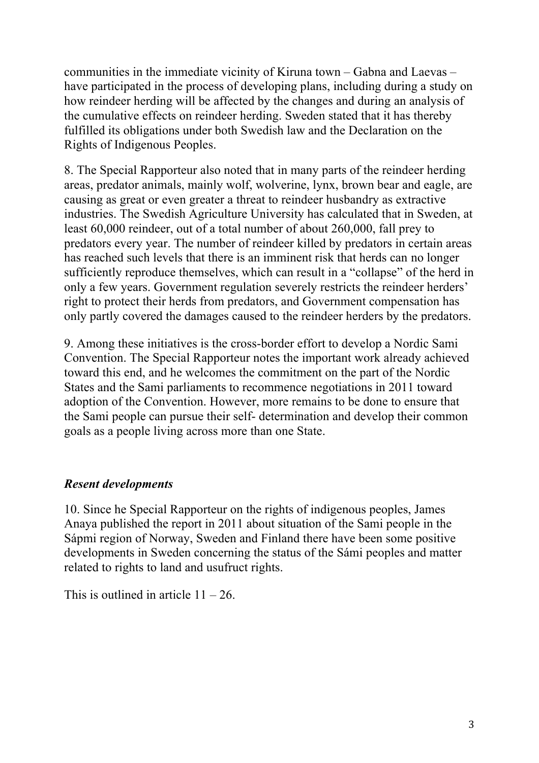communities in the immediate vicinity of Kiruna town – Gabna and Laevas – have participated in the process of developing plans, including during a study on how reindeer herding will be affected by the changes and during an analysis of the cumulative effects on reindeer herding. Sweden stated that it has thereby fulfilled its obligations under both Swedish law and the Declaration on the Rights of Indigenous Peoples.

8. The Special Rapporteur also noted that in many parts of the reindeer herding areas, predator animals, mainly wolf, wolverine, lynx, brown bear and eagle, are causing as great or even greater a threat to reindeer husbandry as extractive industries. The Swedish Agriculture University has calculated that in Sweden, at least 60,000 reindeer, out of a total number of about 260,000, fall prey to predators every year. The number of reindeer killed by predators in certain areas has reached such levels that there is an imminent risk that herds can no longer sufficiently reproduce themselves, which can result in a "collapse" of the herd in only a few years. Government regulation severely restricts the reindeer herders' right to protect their herds from predators, and Government compensation has only partly covered the damages caused to the reindeer herders by the predators.

9. Among these initiatives is the cross-border effort to develop a Nordic Sami Convention. The Special Rapporteur notes the important work already achieved toward this end, and he welcomes the commitment on the part of the Nordic States and the Sami parliaments to recommence negotiations in 2011 toward adoption of the Convention. However, more remains to be done to ensure that the Sami people can pursue their self- determination and develop their common goals as a people living across more than one State.

***Resent developments***

10. Since he Special Rapporteur on the rights of indigenous peoples, James Anaya published the report in 2011 about situation of the Sami people in the Sápmi region of Norway, Sweden and Finland there have been some positive developments in Sweden concerning the status of the Sámi peoples and matter related to rights to land and usufruct rights.

This is outlined in article 11 – 26.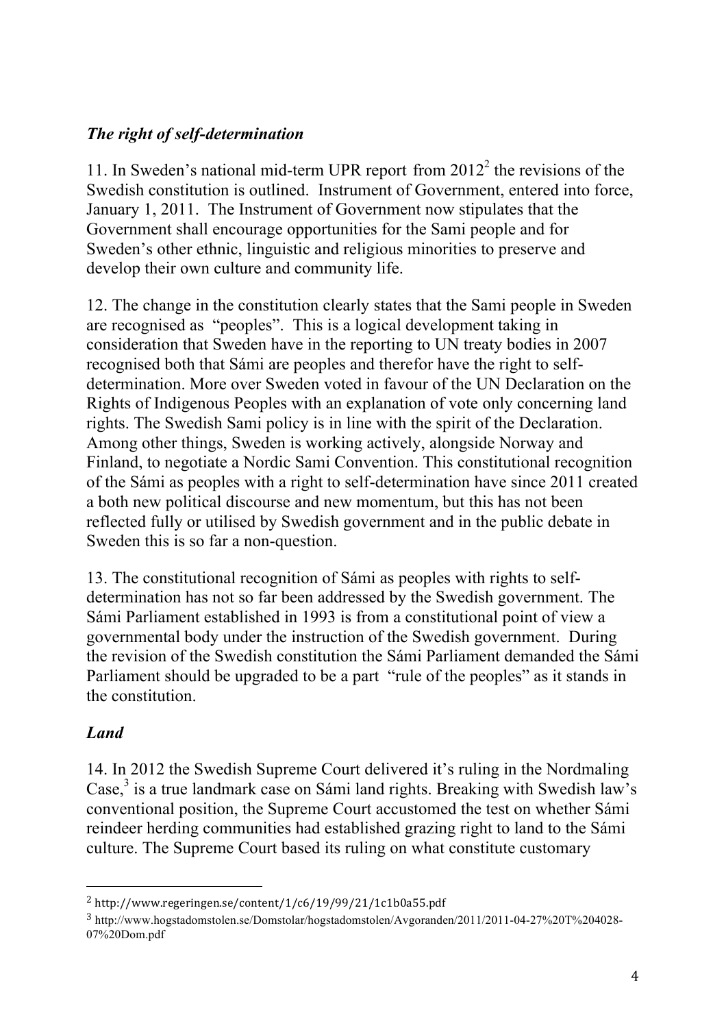### *The right of self-determination*

11. In Sweden's national mid-term UPR report from 2012[2] the revisions of the Swedish constitution is outlined. Instrument of Government, entered into force, January 1, 2011. The Instrument of Government now stipulates that the Government shall encourage opportunities for the Sami people and for Sweden's other ethnic, linguistic and religious minorities to preserve and develop their own culture and community life.

12. The change in the constitution clearly states that the Sami people in Sweden are recognised as "peoples". This is a logical development taking in consideration that Sweden have in the reporting to UN treaty bodies in 2007 recognised both that Sámi are peoples and therefor have the right to self-determination. More over Sweden voted in favour of the UN Declaration on the Rights of Indigenous Peoples with an explanation of vote only concerning land rights. The Swedish Sami policy is in line with the spirit of the Declaration. Among other things, Sweden is working actively, alongside Norway and Finland, to negotiate a Nordic Sami Convention. This constitutional recognition of the Sámi as peoples with a right to self-determination have since 2011 created a both new political discourse and new momentum, but this has not been reflected fully or utilised by Swedish government and in the public debate in Sweden this is so far a non-question.

13. The constitutional recognition of Sámi as peoples with rights to self-determination has not so far been addressed by the Swedish government. The Sámi Parliament established in 1993 is from a constitutional point of view a governmental body under the instruction of the Swedish government. During the revision of the Swedish constitution the Sámi Parliament demanded the Sámi Parliament should be upgraded to be a part "rule of the peoples" as it stands in the constitution.

### *Land*

14. In 2012 the Swedish Supreme Court delivered it's ruling in the Nordmaling Case,[3] is a true landmark case on Sámi land rights. Breaking with Swedish law's conventional position, the Supreme Court accustomed the test on whether Sámi reindeer herding communities had established grazing right to land to the Sámi culture. The Supreme Court based its ruling on what constitute customary

---

[2] http://www.regeringen.se/content/1/c6/19/99/21/1c1b0a55.pdf

[3] http://www.hogstadomstolen.se/Domstolar/hogstadomstolen/Avgoranden/2011/2011-04-27%20T%204028-07%20Dom.pdf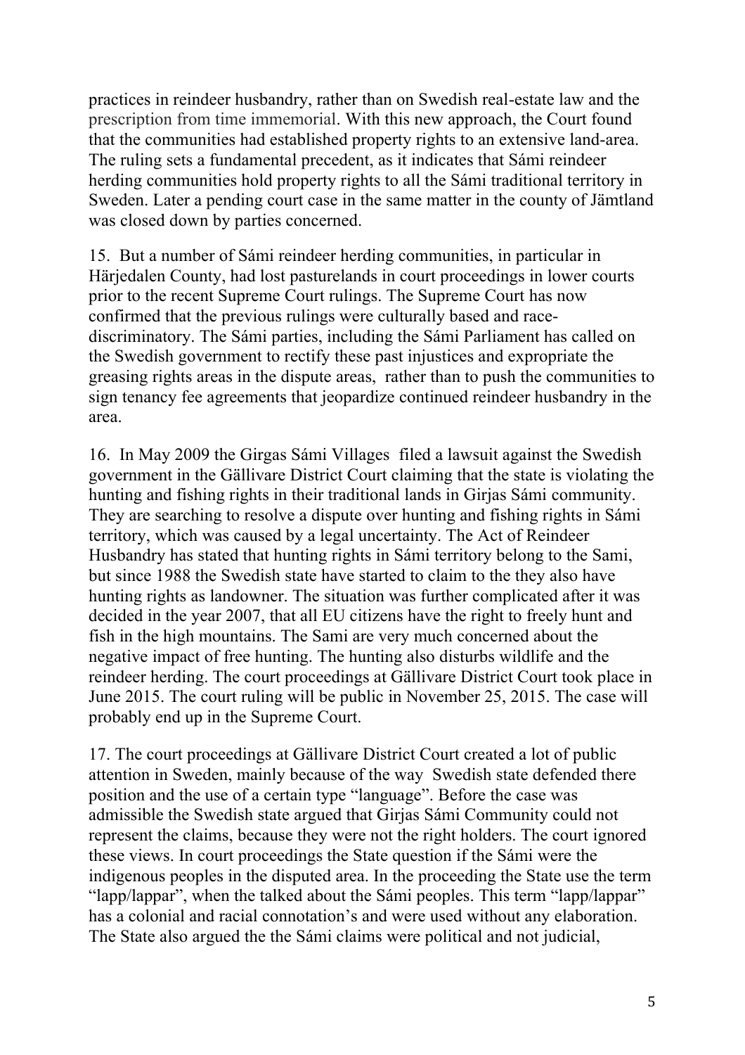practices in reindeer husbandry, rather than on Swedish real-estate law and the prescription from time immemorial. With this new approach, the Court found that the communities had established property rights to an extensive land-area. The ruling sets a fundamental precedent, as it indicates that Sámi reindeer herding communities hold property rights to all the Sámi traditional territory in Sweden. Later a pending court case in the same matter in the county of Jämtland was closed down by parties concerned.

15. But a number of Sámi reindeer herding communities, in particular in Härjedalen County, had lost pasturelands in court proceedings in lower courts prior to the recent Supreme Court rulings. The Supreme Court has now confirmed that the previous rulings were culturally based and race-discriminatory. The Sámi parties, including the Sámi Parliament has called on the Swedish government to rectify these past injustices and expropriate the greasing rights areas in the dispute areas,  rather than to push the communities to sign tenancy fee agreements that jeopardize continued reindeer husbandry in the area.

16. In May 2009 the Girgas Sámi Villages  filed a lawsuit against the Swedish government in the Gällivare District Court claiming that the state is violating the hunting and fishing rights in their traditional lands in Girjas Sámi community. They are searching to resolve a dispute over hunting and fishing rights in Sámi territory, which was caused by a legal uncertainty. The Act of Reindeer Husbandry has stated that hunting rights in Sámi territory belong to the Sami, but since 1988 the Swedish state have started to claim to the they also have hunting rights as landowner. The situation was further complicated after it was decided in the year 2007, that all EU citizens have the right to freely hunt and fish in the high mountains. The Sami are very much concerned about the negative impact of free hunting. The hunting also disturbs wildlife and the reindeer herding. The court proceedings at Gällivare District Court took place in June 2015. The court ruling will be public in November 25, 2015. The case will probably end up in the Supreme Court.

17. The court proceedings at Gällivare District Court created a lot of public attention in Sweden, mainly because of the way  Swedish state defended there position and the use of a certain type "language". Before the case was admissible the Swedish state argued that Girjas Sámi Community could not represent the claims, because they were not the right holders. The court ignored these views. In court proceedings the State question if the Sámi were the indigenous peoples in the disputed area. In the proceeding the State use the term "lapp/lappar", when the talked about the Sámi peoples. This term "lapp/lappar" has a colonial and racial connotation's and were used without any elaboration. The State also argued the the Sámi claims were political and not judicial,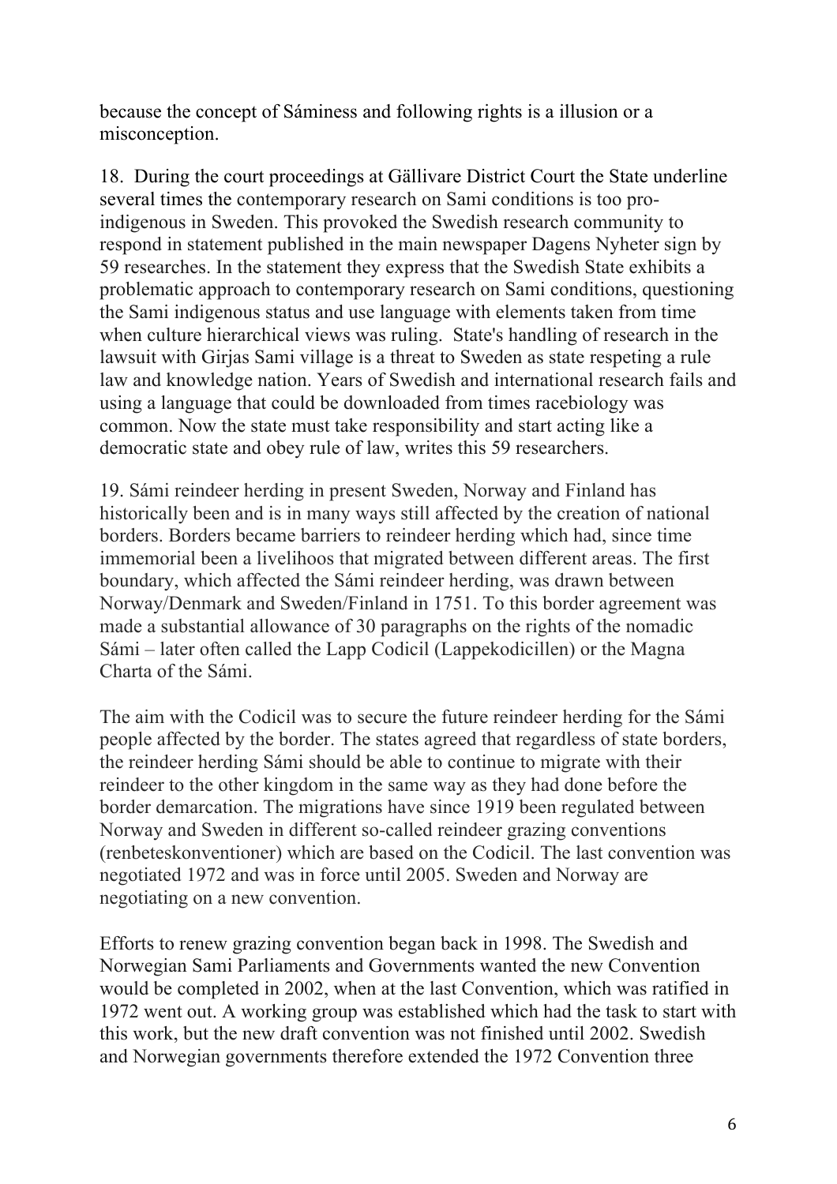because the concept of Sáminess and following rights is a illusion or a misconception.

18. During the court proceedings at Gällivare District Court the State underline several times the contemporary research on Sami conditions is too pro-indigenous in Sweden. This provoked the Swedish research community to respond in statement published in the main newspaper Dagens Nyheter sign by 59 researches. In the statement they express that the Swedish State exhibits a problematic approach to contemporary research on Sami conditions, questioning the Sami indigenous status and use language with elements taken from time when culture hierarchical views was ruling. State's handling of research in the lawsuit with Girjas Sami village is a threat to Sweden as state respeting a rule law and knowledge nation. Years of Swedish and international research fails and using a language that could be downloaded from times racebiology was common. Now the state must take responsibility and start acting like a democratic state and obey rule of law, writes this 59 researchers.

19. Sámi reindeer herding in present Sweden, Norway and Finland has historically been and is in many ways still affected by the creation of national borders. Borders became barriers to reindeer herding which had, since time immemorial been a livelihoos that migrated between different areas. The first boundary, which affected the Sámi reindeer herding, was drawn between Norway/Denmark and Sweden/Finland in 1751. To this border agreement was made a substantial allowance of 30 paragraphs on the rights of the nomadic Sámi – later often called the Lapp Codicil (Lappekodicillen) or the Magna Charta of the Sámi.

The aim with the Codicil was to secure the future reindeer herding for the Sámi people affected by the border. The states agreed that regardless of state borders, the reindeer herding Sámi should be able to continue to migrate with their reindeer to the other kingdom in the same way as they had done before the border demarcation. The migrations have since 1919 been regulated between Norway and Sweden in different so-called reindeer grazing conventions (renbeteskonventioner) which are based on the Codicil. The last convention was negotiated 1972 and was in force until 2005. Sweden and Norway are negotiating on a new convention.

Efforts to renew grazing convention began back in 1998. The Swedish and Norwegian Sami Parliaments and Governments wanted the new Convention would be completed in 2002, when at the last Convention, which was ratified in 1972 went out. A working group was established which had the task to start with this work, but the new draft convention was not finished until 2002. Swedish and Norwegian governments therefore extended the 1972 Convention three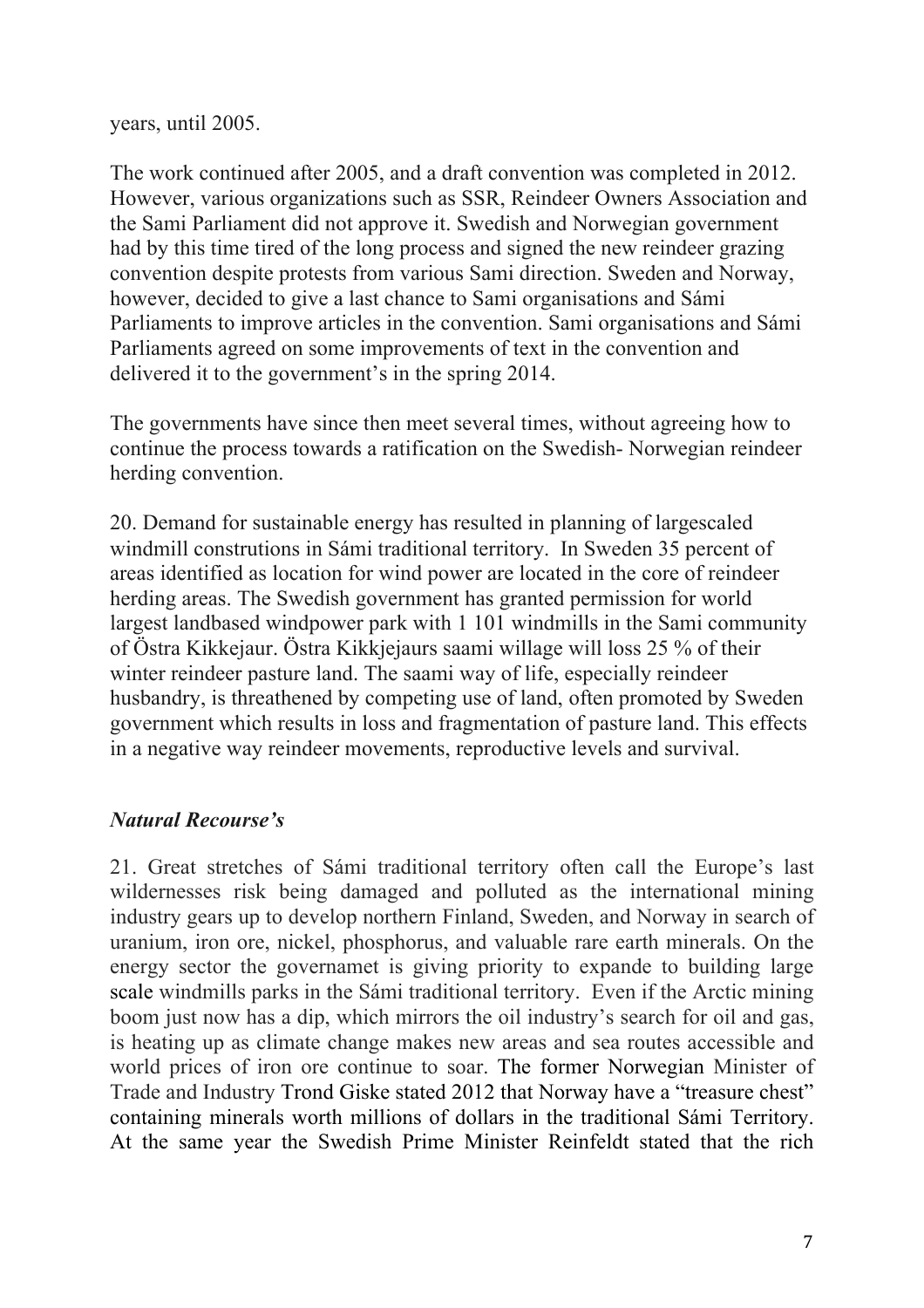years, until 2005.

The work continued after 2005, and a draft convention was completed in 2012. However, various organizations such as SSR, Reindeer Owners Association and the Sami Parliament did not approve it. Swedish and Norwegian government had by this time tired of the long process and signed the new reindeer grazing convention despite protests from various Sami direction. Sweden and Norway, however, decided to give a last chance to Sami organisations and Sámi Parliaments to improve articles in the convention. Sami organisations and Sámi Parliaments agreed on some improvements of text in the convention and delivered it to the government's in the spring 2014.

The governments have since then meet several times, without agreeing how to continue the process towards a ratification on the Swedish- Norwegian reindeer herding convention.

20. Demand for sustainable energy has resulted in planning of largescaled windmill construtions in Sámi traditional territory. In Sweden 35 percent of areas identified as location for wind power are located in the core of reindeer herding areas. The Swedish government has granted permission for world largest landbased windpower park with 1 101 windmills in the Sami community of Östra Kikkejaur. Östra Kikkjejaurs saami willage will loss 25 % of their winter reindeer pasture land. The saami way of life, especially reindeer husbandry, is threathened by competing use of land, often promoted by Sweden government which results in loss and fragmentation of pasture land. This effects in a negative way reindeer movements, reproductive levels and survival.

### *Natural Recourse's*

21. Great stretches of Sámi traditional territory often call the Europe's last wildernesses risk being damaged and polluted as the international mining industry gears up to develop northern Finland, Sweden, and Norway in search of uranium, iron ore, nickel, phosphorus, and valuable rare earth minerals. On the energy sector the governamet is giving priority to expande to building large scale windmills parks in the Sámi traditional territory. Even if the Arctic mining boom just now has a dip, which mirrors the oil industry's search for oil and gas, is heating up as climate change makes new areas and sea routes accessible and world prices of iron ore continue to soar. The former Norwegian Minister of Trade and Industry Trond Giske stated 2012 that Norway have a "treasure chest" containing minerals worth millions of dollars in the traditional Sámi Territory. At the same year the Swedish Prime Minister Reinfeldt stated that the rich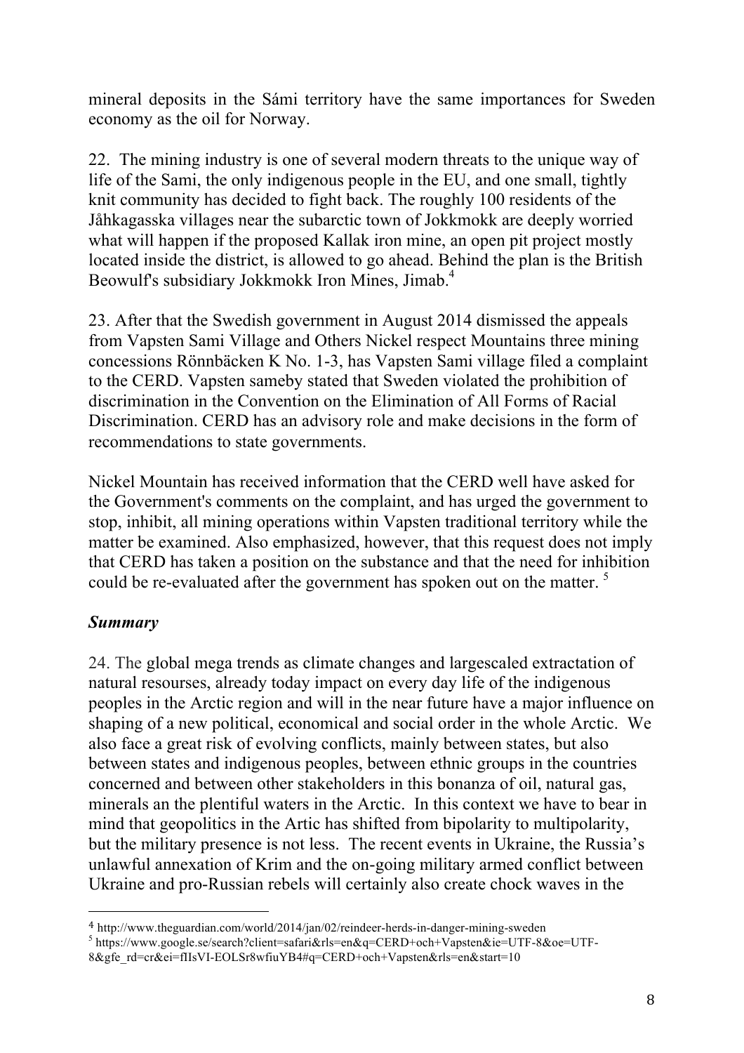mineral deposits in the Sámi territory have the same importances for Sweden economy as the oil for Norway.

22. The mining industry is one of several modern threats to the unique way of life of the Sami, the only indigenous people in the EU, and one small, tightly knit community has decided to fight back. The roughly 100 residents of the Jåhkagasska villages near the subarctic town of Jokkmokk are deeply worried what will happen if the proposed Kallak iron mine, an open pit project mostly located inside the district, is allowed to go ahead. Behind the plan is the British Beowulf's subsidiary Jokkmokk Iron Mines, Jimab.[4]

23. After that the Swedish government in August 2014 dismissed the appeals from Vapsten Sami Village and Others Nickel respect Mountains three mining concessions Rönnbäcken K No. 1-3, has Vapsten Sami village filed a complaint to the CERD. Vapsten sameby stated that Sweden violated the prohibition of discrimination in the Convention on the Elimination of All Forms of Racial Discrimination. CERD has an advisory role and make decisions in the form of recommendations to state governments.

Nickel Mountain has received information that the CERD well have asked for the Government's comments on the complaint, and has urged the government to stop, inhibit, all mining operations within Vapsten traditional territory while the matter be examined. Also emphasized, however, that this request does not imply that CERD has taken a position on the substance and that the need for inhibition could be re-evaluated after the government has spoken out on the matter. [5]

### *Summary*

24. The global mega trends as climate changes and largescaled extractation of natural resourses, already today impact on every day life of the indigenous peoples in the Arctic region and will in the near future have a major influence on shaping of a new political, economical and social order in the whole Arctic. We also face a great risk of evolving conflicts, mainly between states, but also between states and indigenous peoples, between ethnic groups in the countries concerned and between other stakeholders in this bonanza of oil, natural gas, minerals an the plentiful waters in the Arctic. In this context we have to bear in mind that geopolitics in the Artic has shifted from bipolarity to multipolarity, but the military presence is not less. The recent events in Ukraine, the Russia's unlawful annexation of Krim and the on-going military armed conflict between Ukraine and pro-Russian rebels will certainly also create chock waves in the

---

[4] http://www.theguardian.com/world/2014/jan/02/reindeer-herds-in-danger-mining-sweden

[5] https://www.google.se/search?client=safari&rls=en&q=CERD+och+Vapsten&ie=UTF-8&oe=UTF-8&gfe_rd=cr&ei=fIIsVI-EOLSr8wfiuYB4#q=CERD+och+Vapsten&rls=en&start=10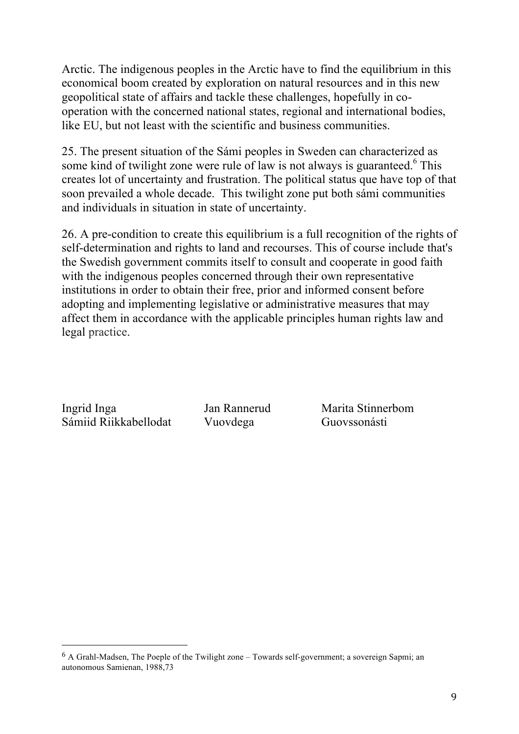Arctic. The indigenous peoples in the Arctic have to find the equilibrium in this economical boom created by exploration on natural resources and in this new geopolitical state of affairs and tackle these challenges, hopefully in co-operation with the concerned national states, regional and international bodies, like EU, but not least with the scientific and business communities.

25. The present situation of the Sámi peoples in Sweden can characterized as some kind of twilight zone were rule of law is not always is guaranteed.[6] This creates lot of uncertainty and frustration. The political status que have top of that soon prevailed a whole decade. This twilight zone put both sámi communities and individuals in situation in state of uncertainty.

26. A pre-condition to create this equilibrium is a full recognition of the rights of self-determination and rights to land and recourses. This of course include that's the Swedish government commits itself to consult and cooperate in good faith with the indigenous peoples concerned through their own representative institutions in order to obtain their free, prior and informed consent before adopting and implementing legislative or administrative measures that may affect them in accordance with the applicable principles human rights law and legal practice.

| | | |
|---|---|---|
| Ingrid Inga | Jan Rannerud | Marita Stinnerbom |
| Sámiid Riikkabellodat | Vuovdega | Guovssonásti |

[6] A Grahl-Madsen, The Poeple of the Twilight zone – Towards self-government; a sovereign Sapmi; an autonomous Samienan, 1988,73